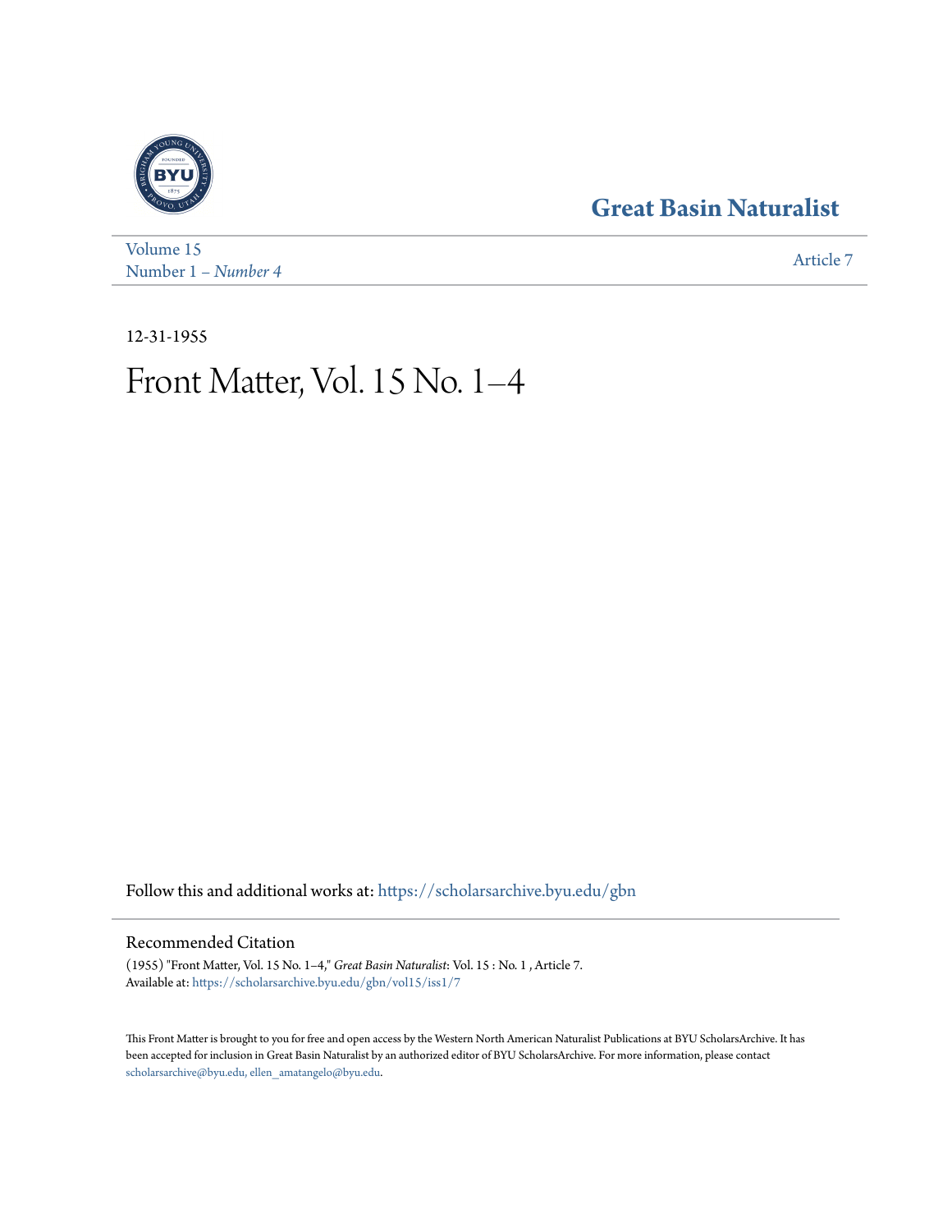Great Basin Naturalist

Volume 15
Number 1 – *Number 4*

Article 7

12-31-1955

# Front Matter, Vol. 15 No. 1–4

Follow this and additional works at: https://scholarsarchive.byu.edu/gbn

## Recommended Citation

(1955) "Front Matter, Vol. 15 No. 1–4," *Great Basin Naturalist*: Vol. 15 : No. 1 , Article 7.
Available at: https://scholarsarchive.byu.edu/gbn/vol15/iss1/7

This Front Matter is brought to you for free and open access by the Western North American Naturalist Publications at BYU ScholarsArchive. It has been accepted for inclusion in Great Basin Naturalist by an authorized editor of BYU ScholarsArchive. For more information, please contact scholarsarchive@byu.edu, ellen_amatangelo@byu.edu.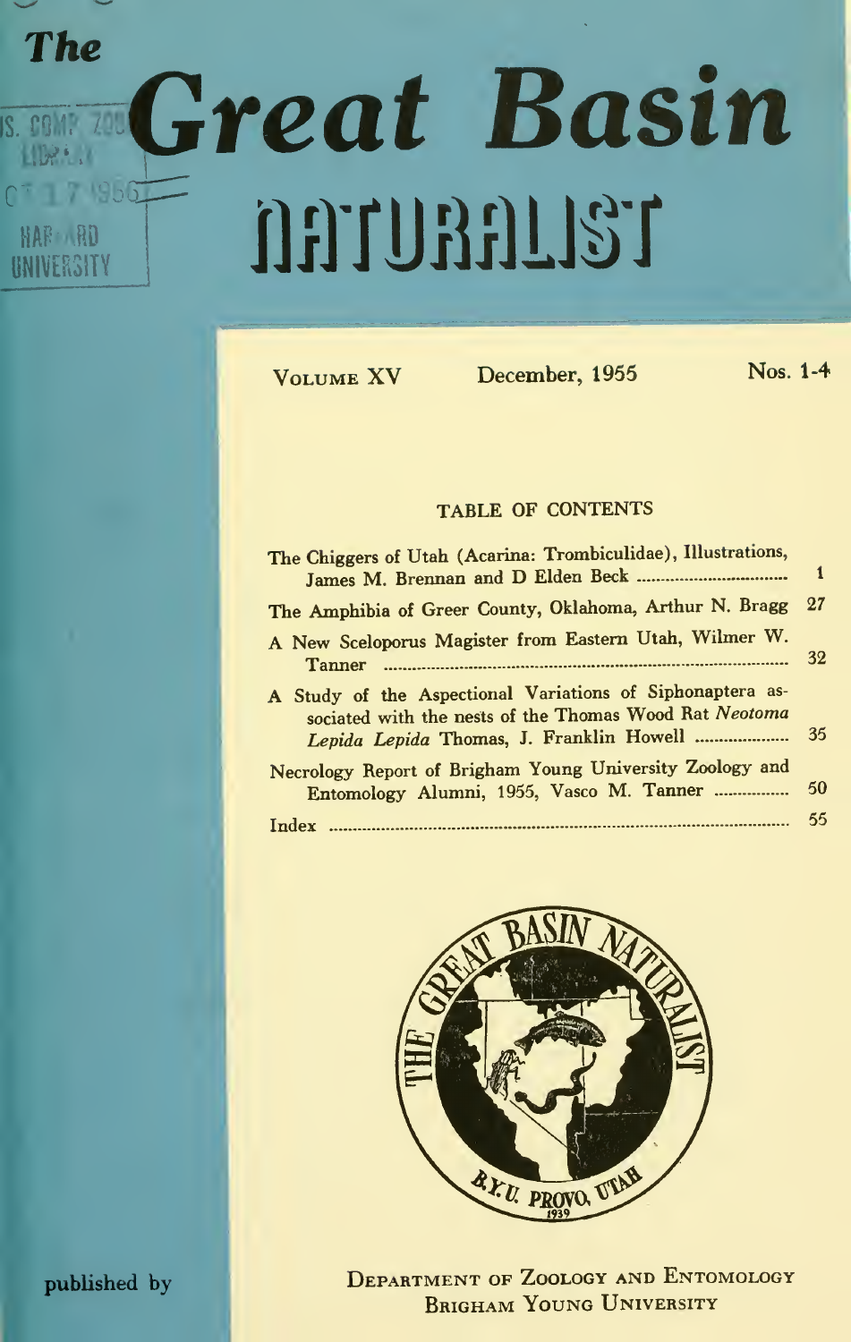# The Great Basin Naturalist

Volume XV | December, 1955 | Nos. 1-4

## TABLE OF CONTENTS

| | |
|---|---|
| The Chiggers of Utah (Acarina: Trombiculidae), Illustrations, James M. Brennan and D Elden Beck | 1 |
| The Amphibia of Greer County, Oklahoma, Arthur N. Bragg | 27 |
| A New Sceloporus Magister from Eastern Utah, Wilmer W. Tanner | 32 |
| A Study of the Aspectional Variations of Siphonaptera associated with the nests of the Thomas Wood Rat *Neotoma Lepida Lepida* Thomas, J. Franklin Howell | 35 |
| Necrology Report of Brigham Young University Zoology and Entomology Alumni, 1955, Vasco M. Tanner | 50 |
| Index | 55 |

published by

Department of Zoology and Entomology
Brigham Young University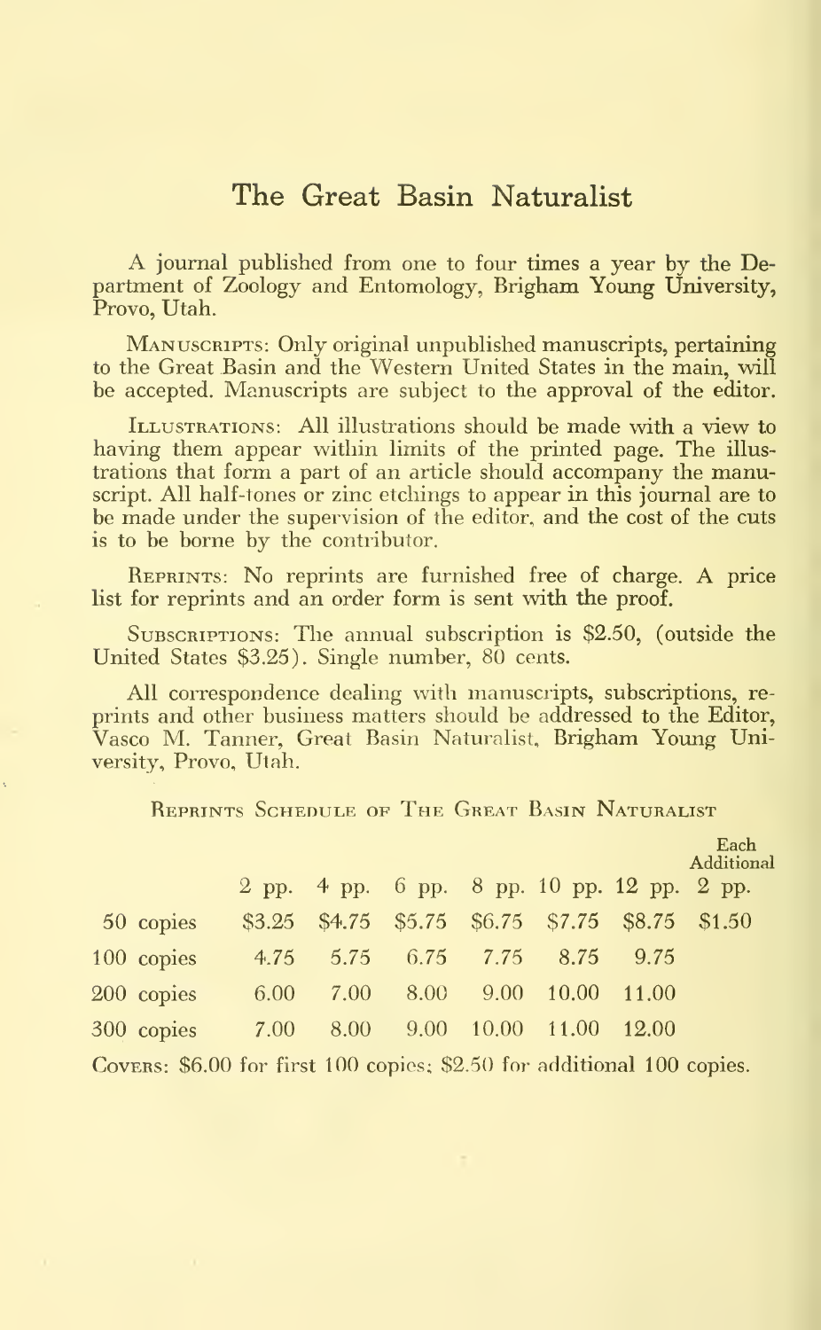# The Great Basin Naturalist

A journal published from one to four times a year by the Department of Zoology and Entomology, Brigham Young University, Provo, Utah.

MANUSCRIPTS: Only original unpublished manuscripts, pertaining to the Great Basin and the Western United States in the main, will be accepted. Manuscripts are subject to the approval of the editor.

ILLUSTRATIONS: All illustrations should be made with a view to having them appear within limits of the printed page. The illustrations that form a part of an article should accompany the manuscript. All half-tones or zinc etchings to appear in this journal are to be made under the supervision of the editor, and the cost of the cuts is to be borne by the contributor.

REPRINTS: No reprints are furnished free of charge. A price list for reprints and an order form is sent with the proof.

SUBSCRIPTIONS: The annual subscription is $2.50, (outside the United States $3.25). Single number, 80 cents.

All correspondence dealing with manuscripts, subscriptions, reprints and other business matters should be addressed to the Editor, Vasco M. Tanner, Great Basin Naturalist, Brigham Young University, Provo, Utah.

REPRINTS SCHEDULE OF THE GREAT BASIN NATURALIST

| | 2 pp. | 4 pp. | 6 pp. | 8 pp. | 10 pp. | 12 pp. | Each Additional 2 pp. |
|---|---|---|---|---|---|---|---|
| 50 copies | $3.25 | $4.75 | $5.75 | $6.75 | $7.75 | $8.75 | $1.50 |
| 100 copies | 4.75 | 5.75 | 6.75 | 7.75 | 8.75 | 9.75 | |
| 200 copies | 6.00 | 7.00 | 8.00 | 9.00 | 10.00 | 11.00 | |
| 300 copies | 7.00 | 8.00 | 9.00 | 10.00 | 11.00 | 12.00 | |

COVERS: $6.00 for first 100 copies; $2.50 for additional 100 copies.